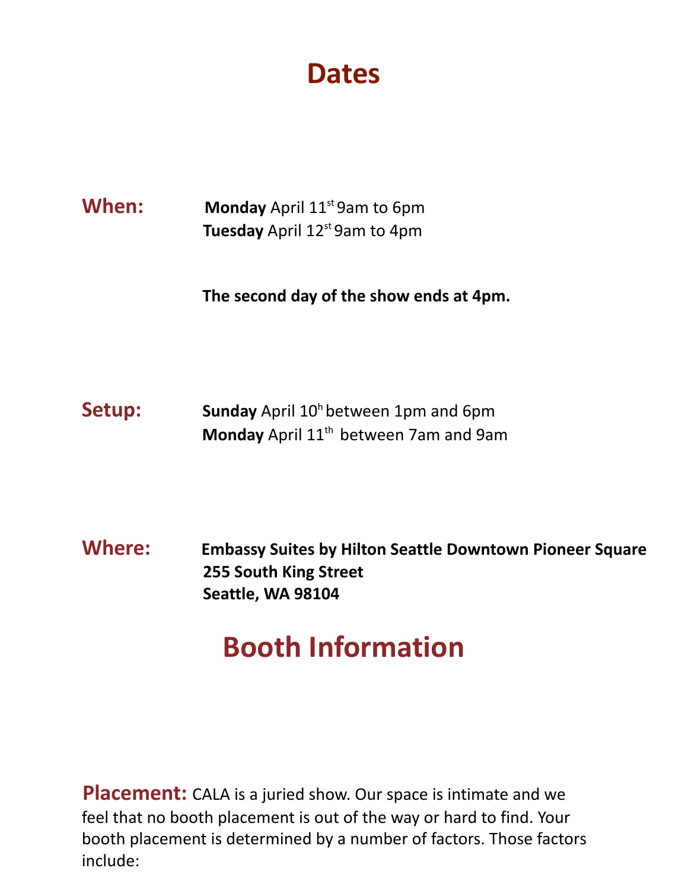# Dates

**When:** **Monday** April 11st 9am to 6pm
**Tuesday** April 12st 9am to 4pm

**The second day of the show ends at 4pm.**

**Setup:** **Sunday** April 10h between 1pm and 6pm
**Monday** April 11th between 7am and 9am

**Where:** **Embassy Suites by Hilton Seattle Downtown Pioneer Square**
**255 South King Street**
**Seattle, WA 98104**

# Booth Information

**Placement:** CALA is a juried show. Our space is intimate and we feel that no booth placement is out of the way or hard to find. Your booth placement is determined by a number of factors. Those factors include: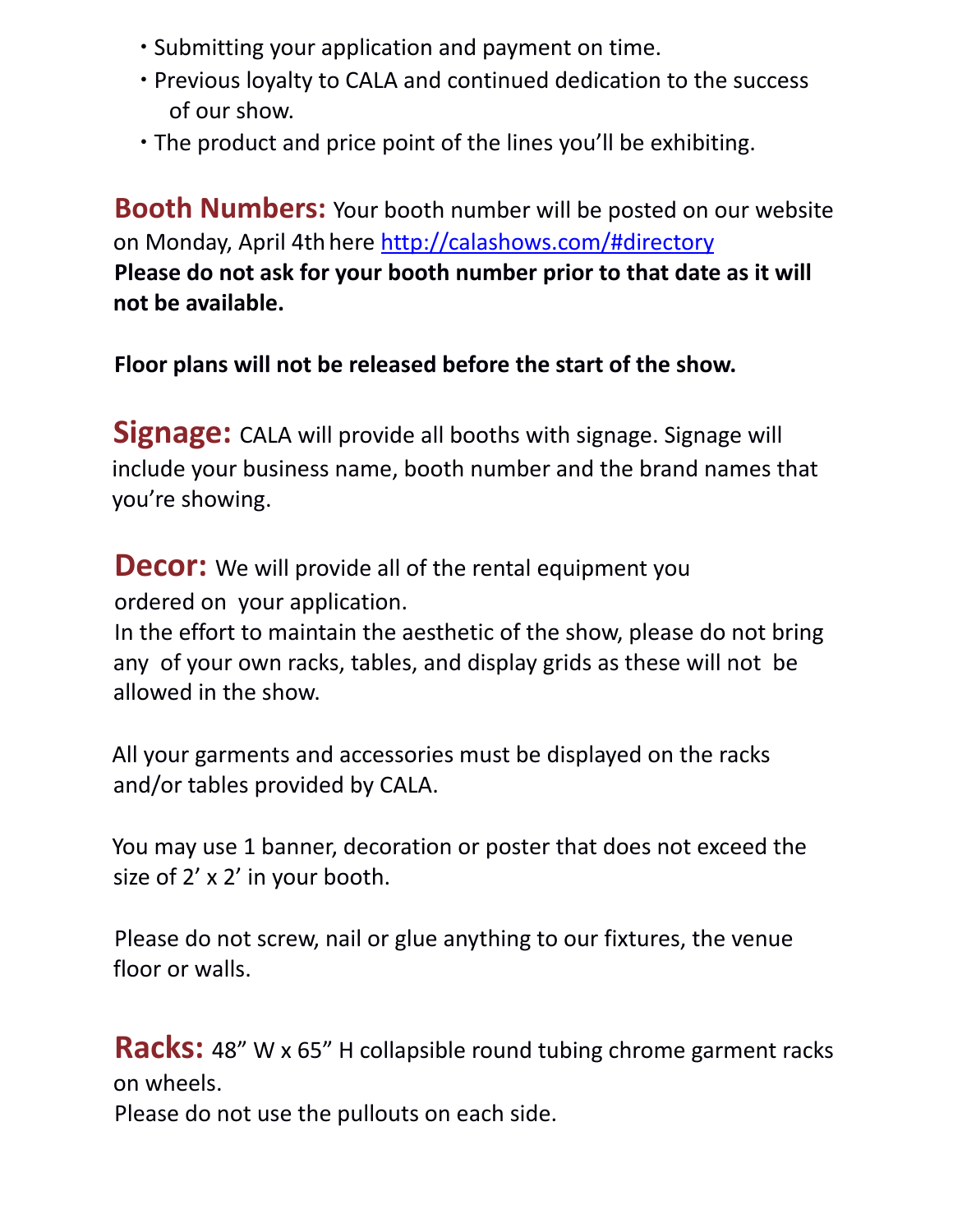- Submitting your application and payment on time.
- Previous loyalty to CALA and continued dedication to the success of our show.
- The product and price point of the lines you'll be exhibiting.

**Booth Numbers:** Your booth number will be posted on our website on Monday, April 4th here http://calashows.com/#directory
**Please do not ask for your booth number prior to that date as it will not be available.**

**Floor plans will not be released before the start of the show.**

**Signage:** CALA will provide all booths with signage. Signage will include your business name, booth number and the brand names that you're showing.

**Decor:** We will provide all of the rental equipment you ordered on your application.
In the effort to maintain the aesthetic of the show, please do not bring any of your own racks, tables, and display grids as these will not be allowed in the show.

All your garments and accessories must be displayed on the racks and/or tables provided by CALA.

You may use 1 banner, decoration or poster that does not exceed the size of 2' x 2' in your booth.

Please do not screw, nail or glue anything to our fixtures, the venue floor or walls.

**Racks:** 48" W x 65" H collapsible round tubing chrome garment racks on wheels.
Please do not use the pullouts on each side.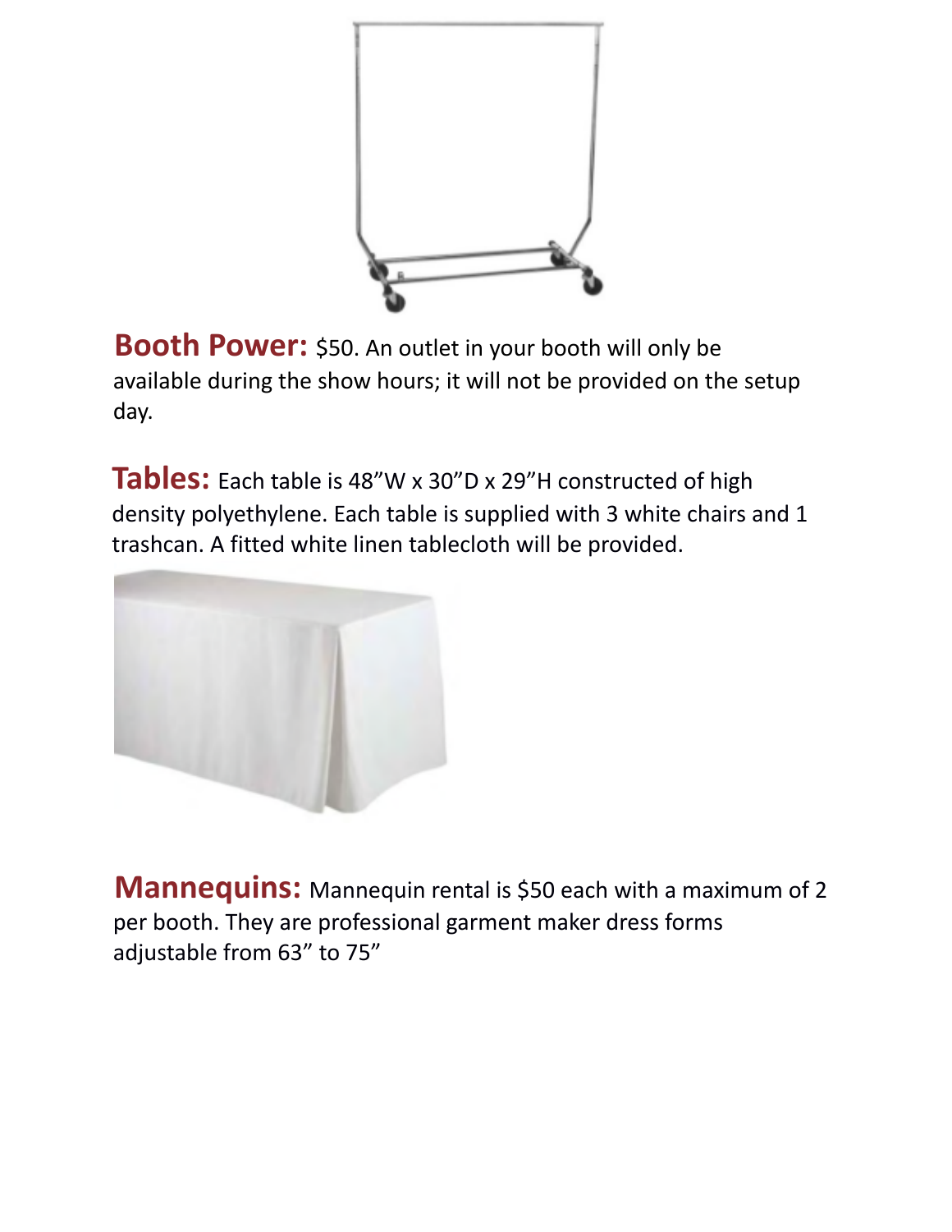**Booth Power:** $50. An outlet in your booth will only be available during the show hours; it will not be provided on the setup day.

**Tables:** Each table is 48"W x 30"D x 29"H constructed of high density polyethylene. Each table is supplied with 3 white chairs and 1 trashcan. A fitted white linen tablecloth will be provided.

**Mannequins:** Mannequin rental is $50 each with a maximum of 2 per booth. They are professional garment maker dress forms adjustable from 63" to 75"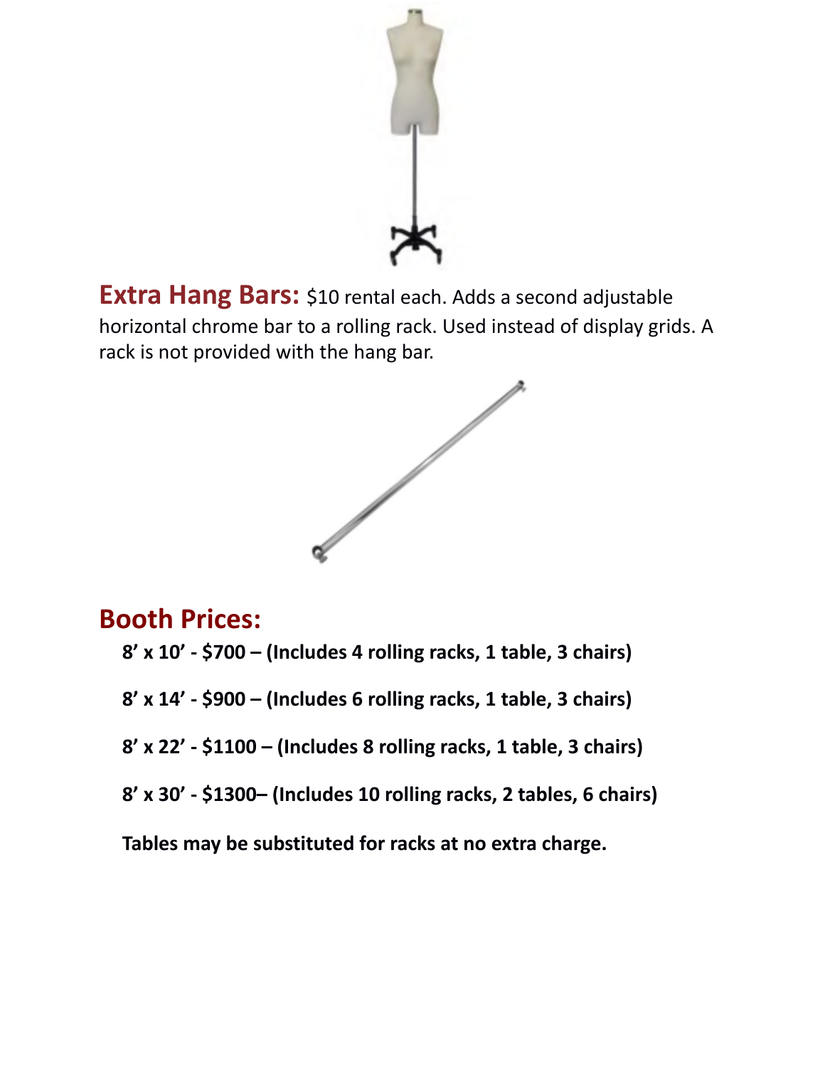**Extra Hang Bars:** $10 rental each. Adds a second adjustable horizontal chrome bar to a rolling rack. Used instead of display grids. A rack is not provided with the hang bar.

## Booth Prices:

**8' x 10' - $700 – (Includes 4 rolling racks, 1 table, 3 chairs)**

**8' x 14' - $900 – (Includes 6 rolling racks, 1 table, 3 chairs)**

**8' x 22' - $1100 – (Includes 8 rolling racks, 1 table, 3 chairs)**

**8' x 30' - $1300– (Includes 10 rolling racks, 2 tables, 6 chairs)**

**Tables may be substituted for racks at no extra charge.**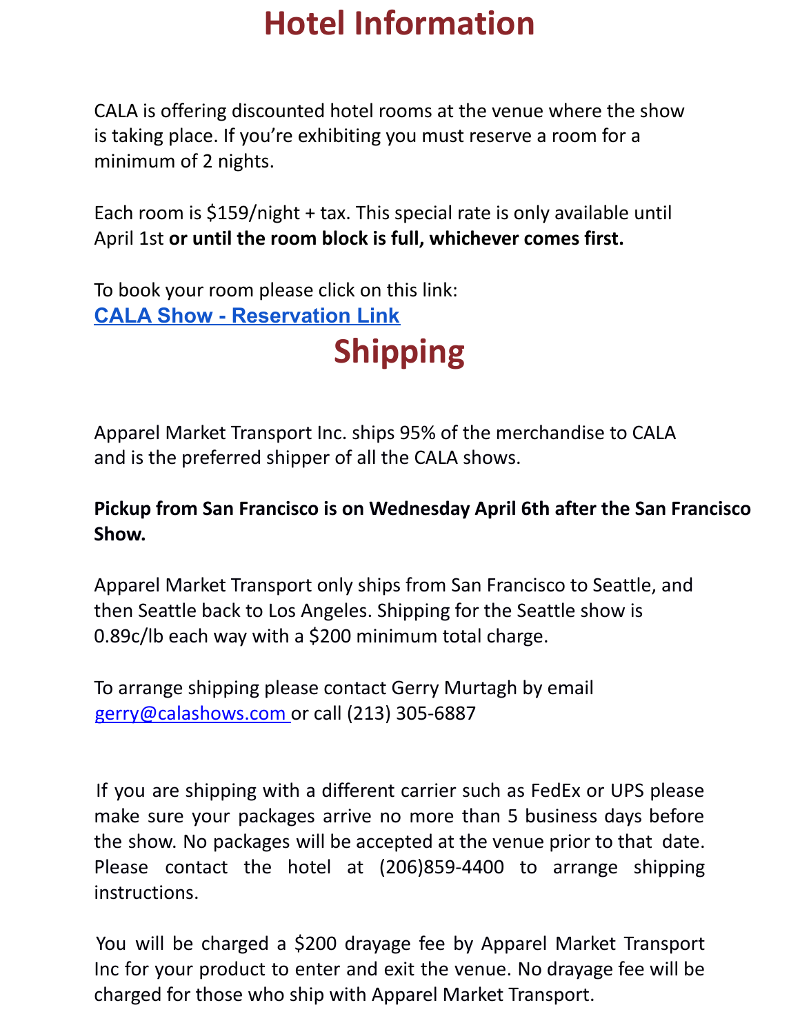# Hotel Information

CALA is offering discounted hotel rooms at the venue where the show is taking place. If you're exhibiting you must reserve a room for a minimum of 2 nights.

Each room is $159/night + tax. This special rate is only available until April 1st **or until the room block is full, whichever comes first.**

To book your room please click on this link:
[CALA Show - Reservation Link]

# Shipping

Apparel Market Transport Inc. ships 95% of the merchandise to CALA and is the preferred shipper of all the CALA shows.

**Pickup from San Francisco is on Wednesday April 6th after the San Francisco Show.**

Apparel Market Transport only ships from San Francisco to Seattle, and then Seattle back to Los Angeles. Shipping for the Seattle show is 0.89c/lb each way with a $200 minimum total charge.

To arrange shipping please contact Gerry Murtagh by email gerry@calashows.com or call (213) 305-6887

If you are shipping with a different carrier such as FedEx or UPS please make sure your packages arrive no more than 5 business days before the show. No packages will be accepted at the venue prior to that date. Please contact the hotel at (206)859-4400 to arrange shipping instructions.

You will be charged a $200 drayage fee by Apparel Market Transport Inc for your product to enter and exit the venue. No drayage fee will be charged for those who ship with Apparel Market Transport.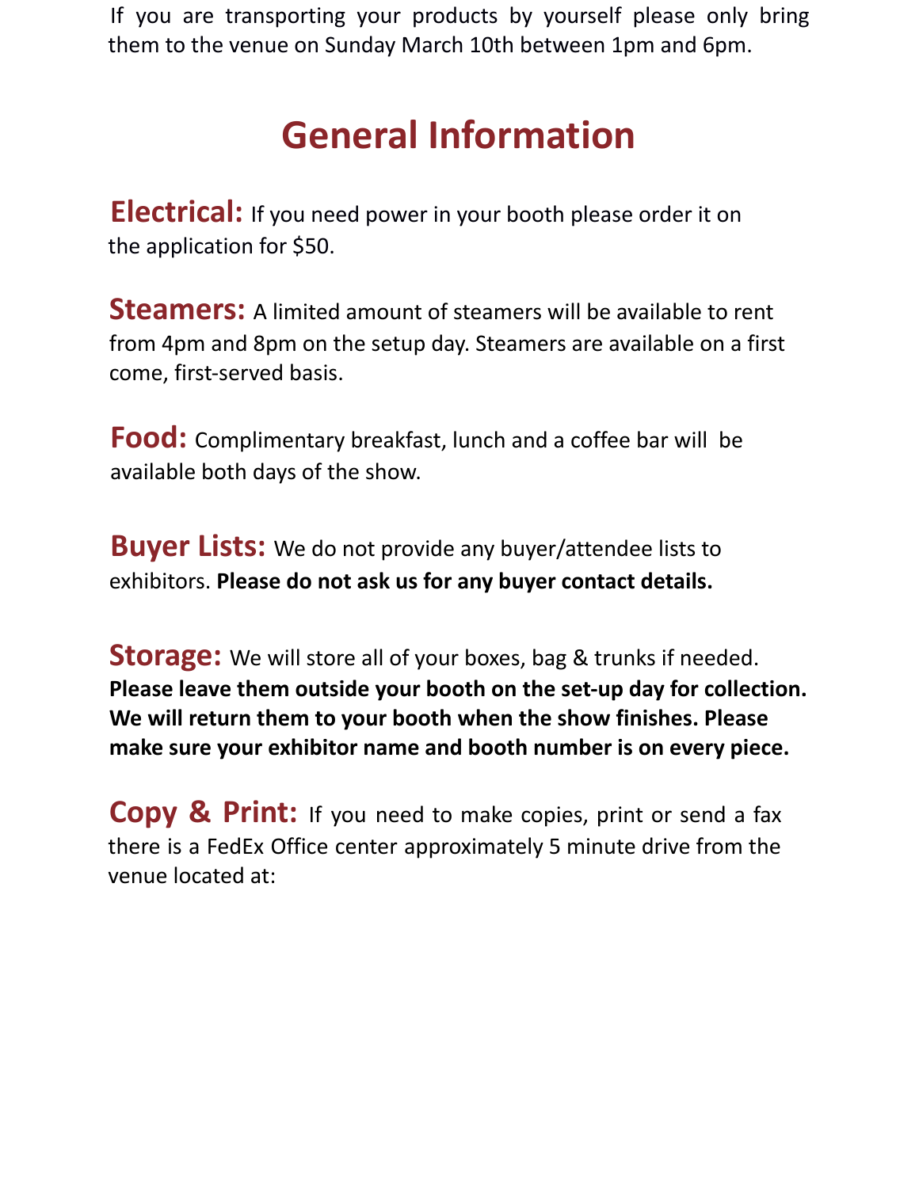If you are transporting your products by yourself please only bring them to the venue on Sunday March 10th between 1pm and 6pm.

# General Information

**Electrical:** If you need power in your booth please order it on the application for $50.

**Steamers:** A limited amount of steamers will be available to rent from 4pm and 8pm on the setup day. Steamers are available on a first come, first-served basis.

**Food:** Complimentary breakfast, lunch and a coffee bar will be available both days of the show.

**Buyer Lists:** We do not provide any buyer/attendee lists to exhibitors. **Please do not ask us for any buyer contact details.**

**Storage:** We will store all of your boxes, bag & trunks if needed. **Please leave them outside your booth on the set-up day for collection. We will return them to your booth when the show finishes. Please make sure your exhibitor name and booth number is on every piece.**

**Copy & Print:** If you need to make copies, print or send a fax there is a FedEx Office center approximately 5 minute drive from the venue located at: